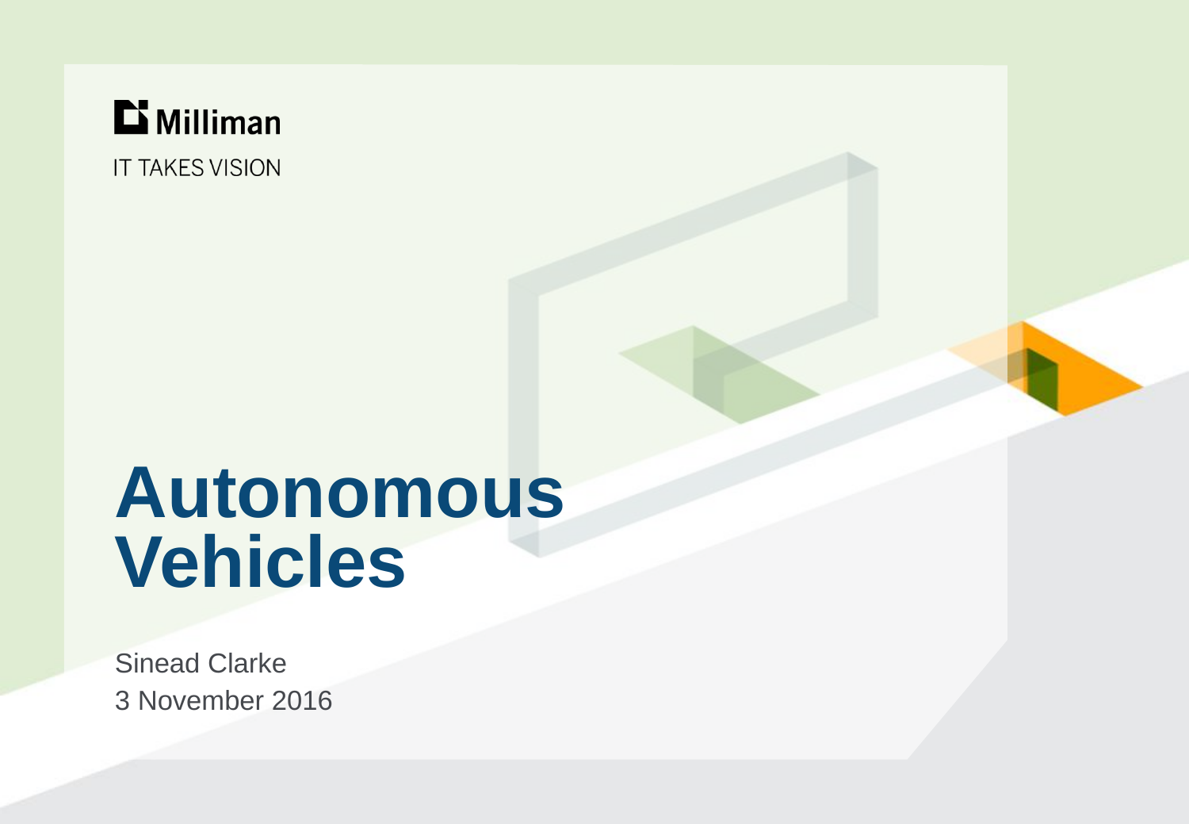Milliman

IT TAKES VISION

# Autonomous Vehicles

Sinead Clarke

3 November 2016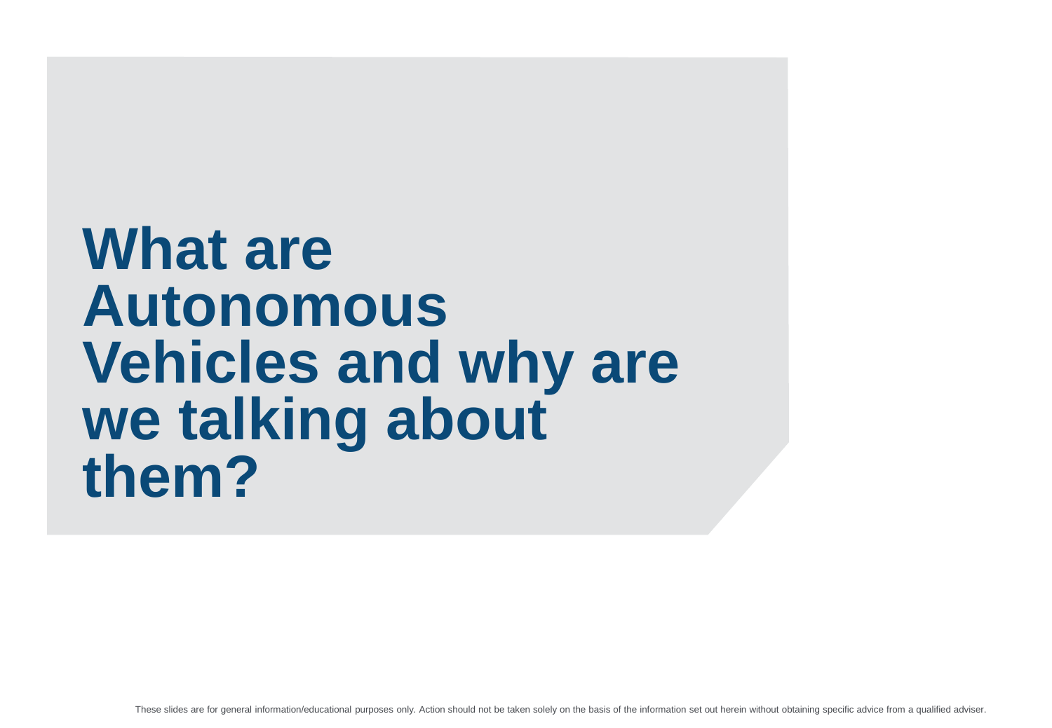# What are Autonomous Vehicles and why are we talking about them?

These slides are for general information/educational purposes only. Action should not be taken solely on the basis of the information set out herein without obtaining specific advice from a qualified adviser.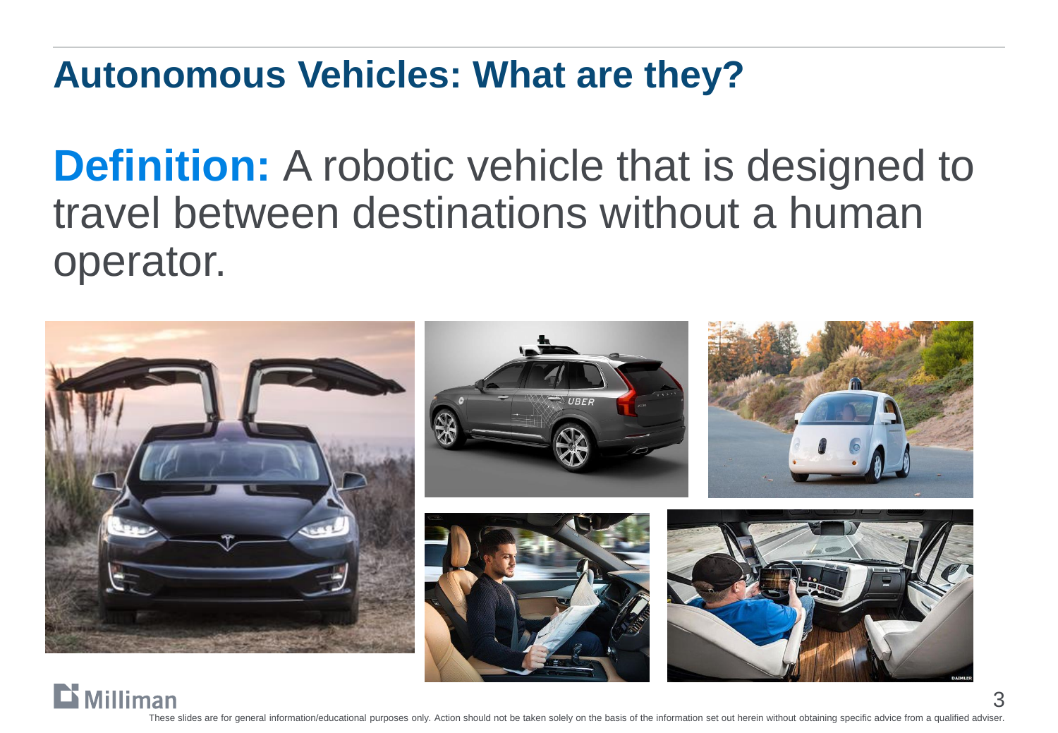# Autonomous Vehicles: What are they?

**Definition:** A robotic vehicle that is designed to travel between destinations without a human operator.

These slides are for general information/educational purposes only. Action should not be taken solely on the basis of the information set out herein without obtaining specific advice from a qualified adviser.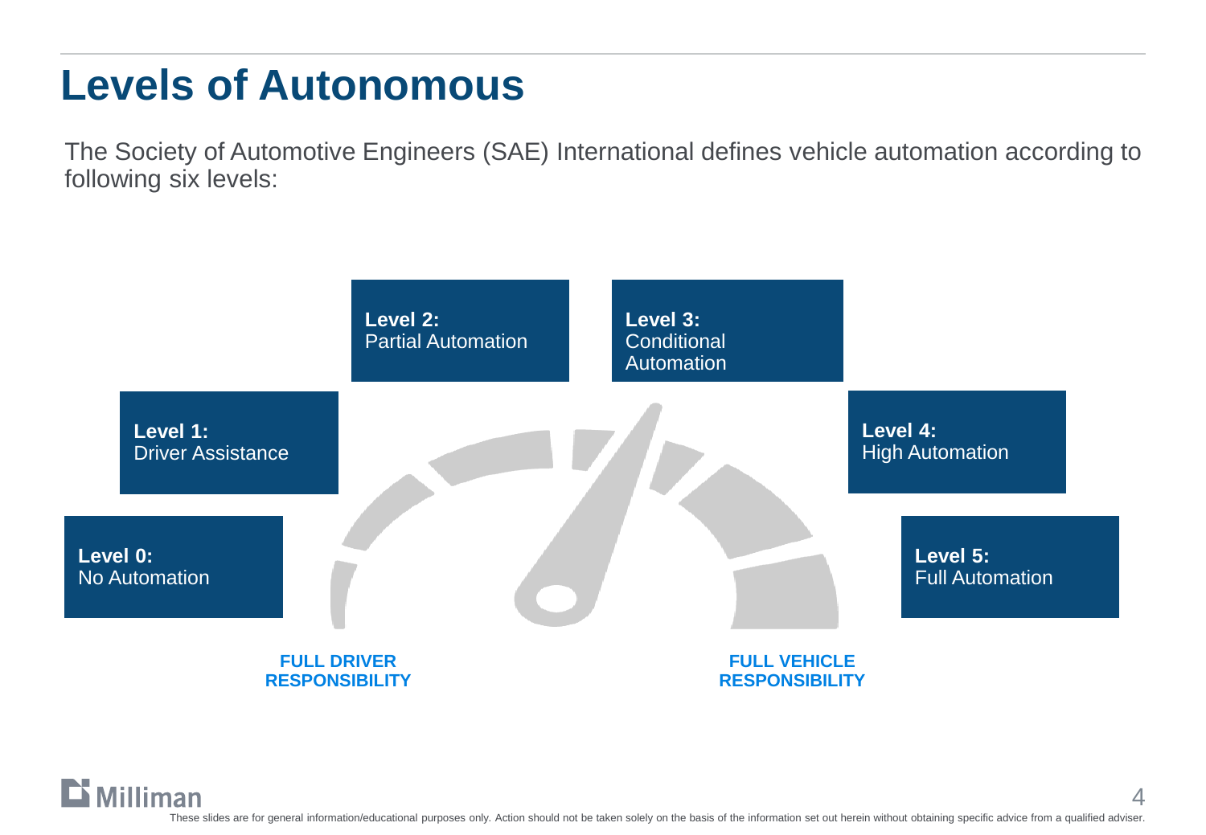# Levels of Autonomous

The Society of Automotive Engineers (SAE) International defines vehicle automation according to following six levels:

- **Level 0:** No Automation
- **Level 1:** Driver Assistance
- **Level 2:** Partial Automation
- **Level 3:** Conditional Automation
- **Level 4:** High Automation
- **Level 5:** Full Automation

**FULL DRIVER RESPONSIBILITY**

**FULL VEHICLE RESPONSIBILITY**

These slides are for general information/educational purposes only. Action should not be taken solely on the basis of the information set out herein without obtaining specific advice from a qualified adviser.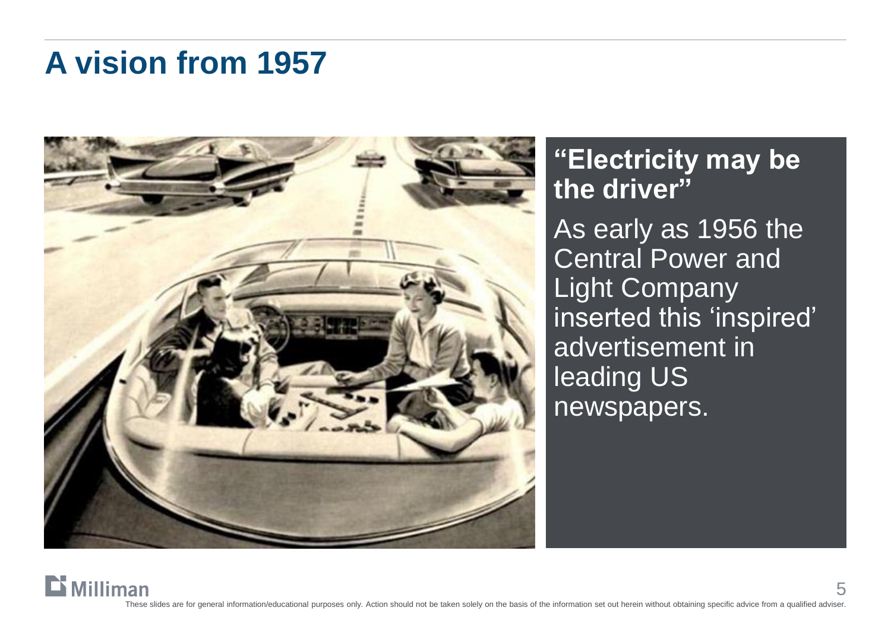# A vision from 1957

**"Electricity may be the driver"**

As early as 1956 the Central Power and Light Company inserted this 'inspired' advertisement in leading US newspapers.

These slides are for general information/educational purposes only. Action should not be taken solely on the basis of the information set out herein without obtaining specific advice from a qualified adviser.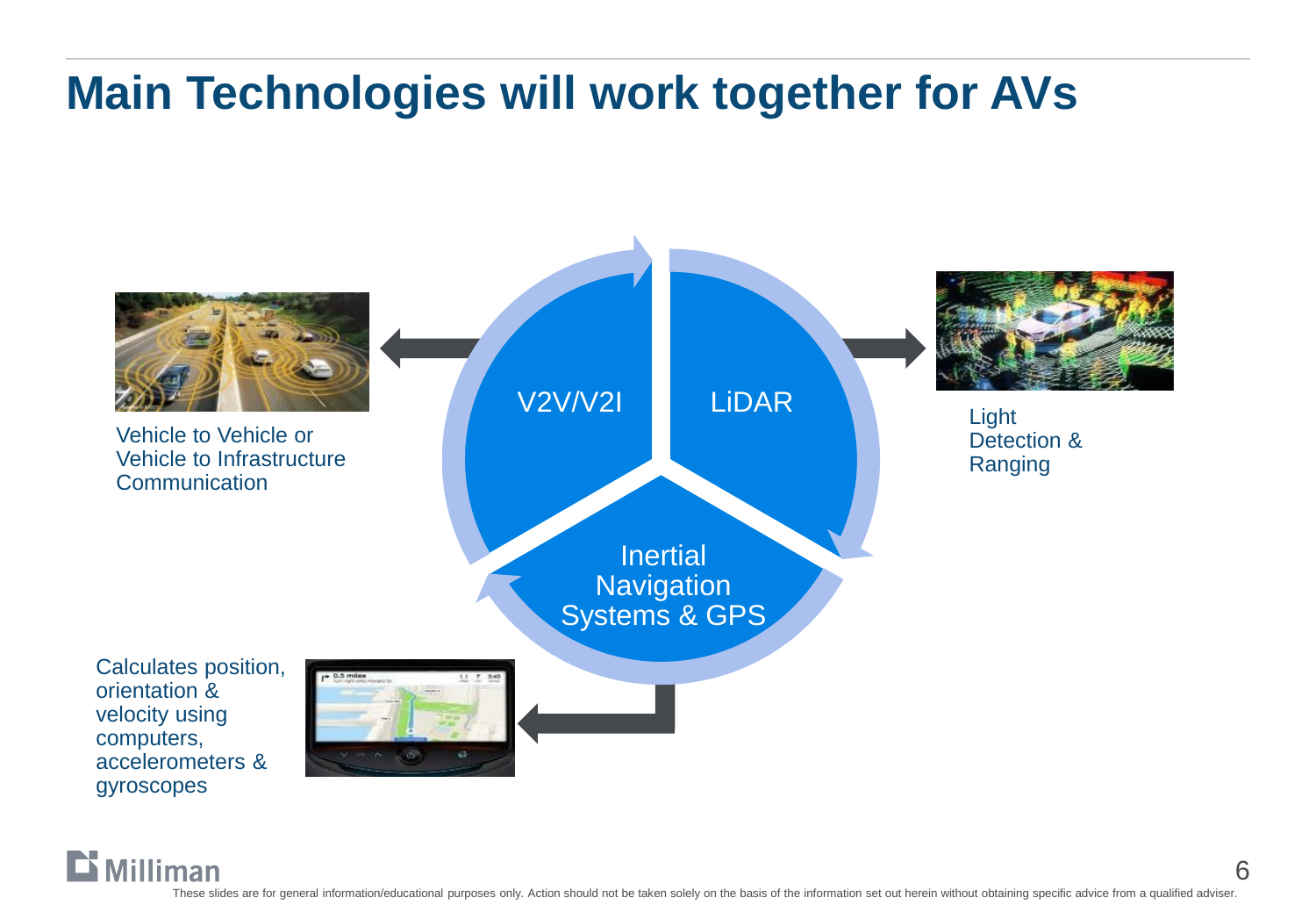# Main Technologies will work together for AVs

V2V/V2I

LiDAR

Inertial Navigation Systems & GPS

Vehicle to Vehicle or Vehicle to Infrastructure Communication

Light Detection & Ranging

Calculates position, orientation & velocity using computers, accelerometers & gyroscopes

These slides are for general information/educational purposes only. Action should not be taken solely on the basis of the information set out herein without obtaining specific advice from a qualified adviser.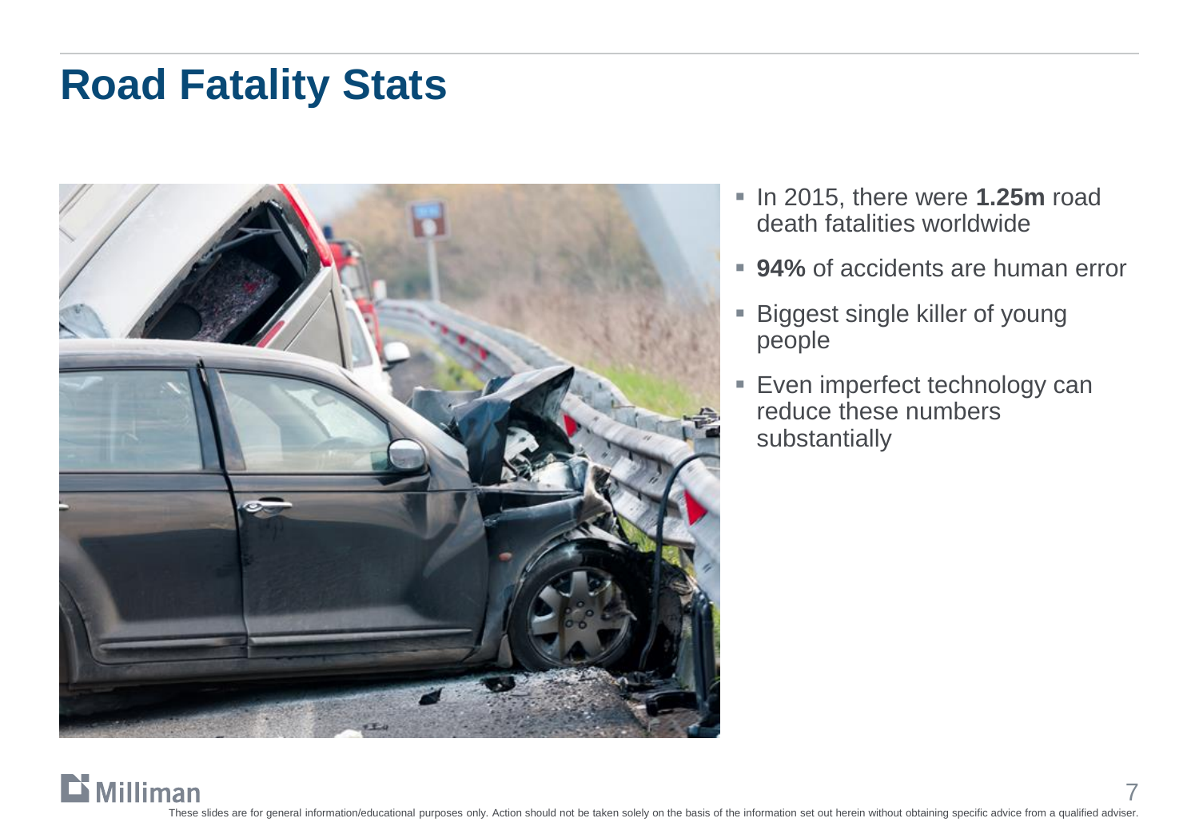# Road Fatality Stats

- In 2015, there were **1.25m** road death fatalities worldwide
- **94%** of accidents are human error
- Biggest single killer of young people
- Even imperfect technology can reduce these numbers substantially

These slides are for general information/educational purposes only. Action should not be taken solely on the basis of the information set out herein without obtaining specific advice from a qualified adviser.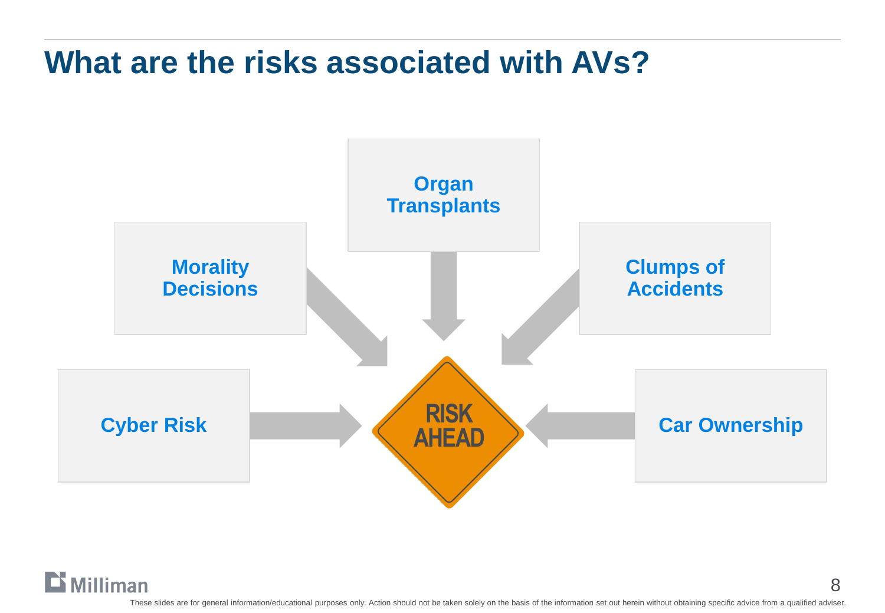# What are the risks associated with AVs?

- Organ Transplants
- Morality Decisions
- Clumps of Accidents
- Cyber Risk
- Car Ownership

RISK AHEAD

These slides are for general information/educational purposes only. Action should not be taken solely on the basis of the information set out herein without obtaining specific advice from a qualified adviser.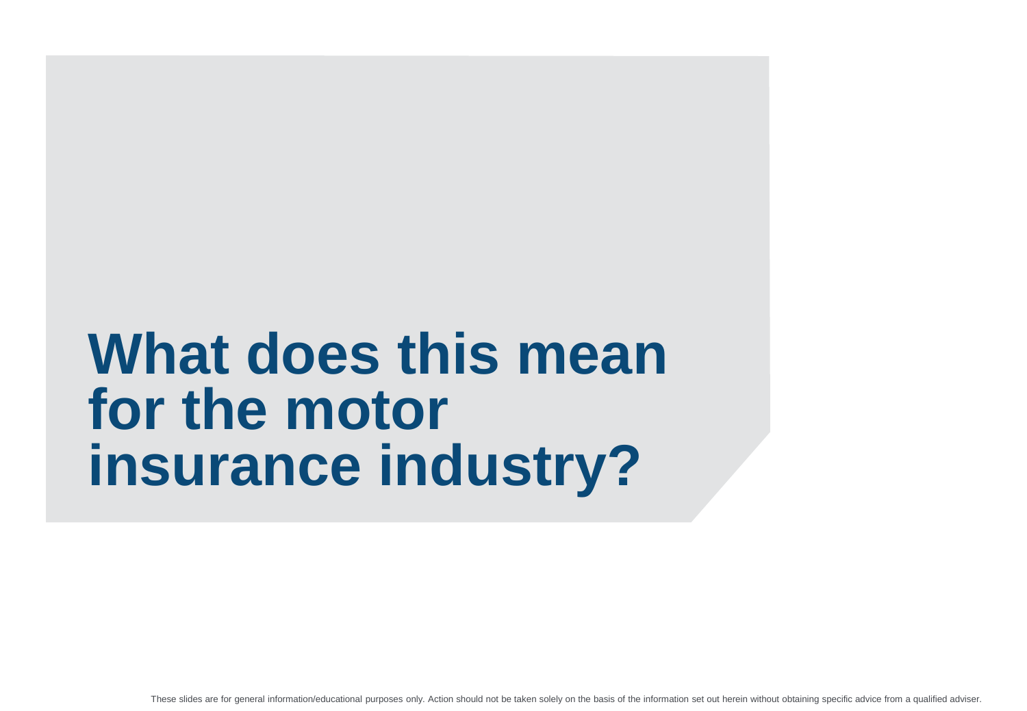# What does this mean for the motor insurance industry?

These slides are for general information/educational purposes only. Action should not be taken solely on the basis of the information set out herein without obtaining specific advice from a qualified adviser.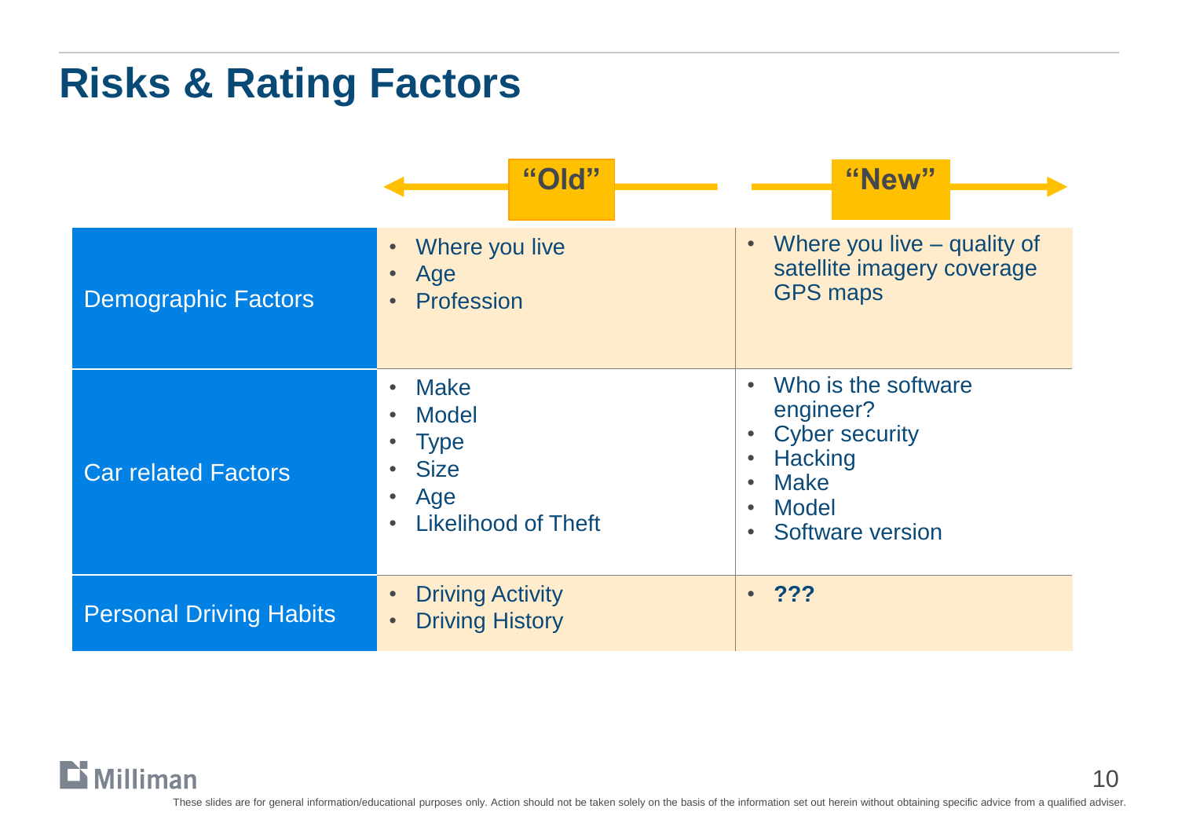# Risks & Rating Factors

| | "Old" | "New" |
|---|---|---|
| Demographic Factors | • Where you live<br>• Age<br>• Profession | • Where you live – quality of satellite imagery coverage GPS maps |
| Car related Factors | • Make<br>• Model<br>• Type<br>• Size<br>• Age<br>• Likelihood of Theft | • Who is the software engineer?<br>• Cyber security<br>• Hacking<br>• Make<br>• Model<br>• Software version |
| Personal Driving Habits | • Driving Activity<br>• Driving History | • **???** |

These slides are for general information/educational purposes only. Action should not be taken solely on the basis of the information set out herein without obtaining specific advice from a qualified adviser.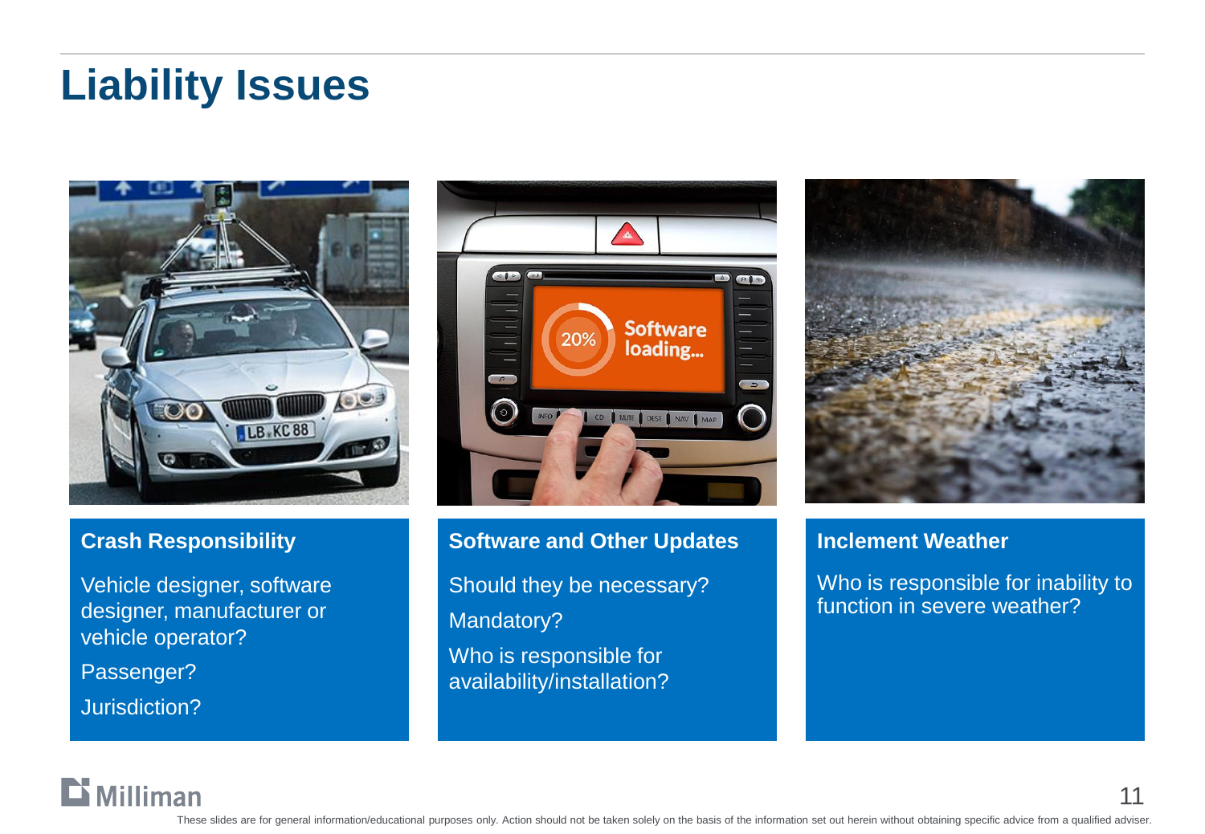# Liability Issues

### Crash Responsibility

Vehicle designer, software designer, manufacturer or vehicle operator?

Passenger?

Jurisdiction?

### Software and Other Updates

Should they be necessary?

Mandatory?

Who is responsible for availability/installation?

### Inclement Weather

Who is responsible for inability to function in severe weather?

These slides are for general information/educational purposes only. Action should not be taken solely on the basis of the information set out herein without obtaining specific advice from a qualified adviser.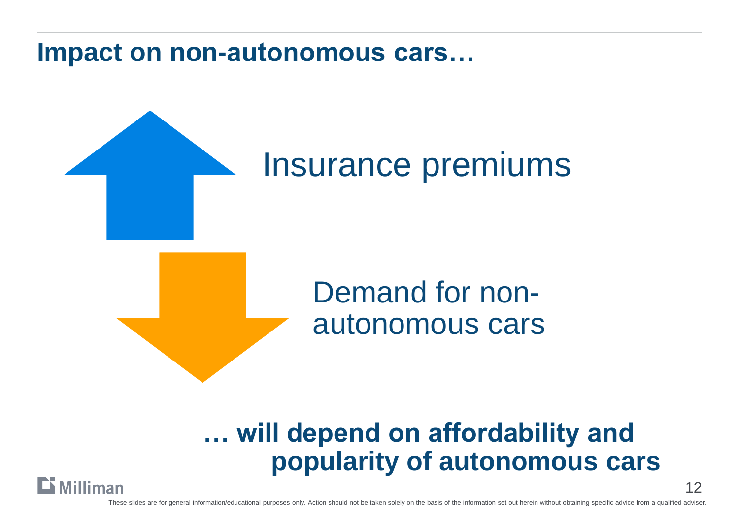# Impact on non-autonomous cars…

↑ Insurance premiums

↓ Demand for non-autonomous cars

**… will depend on affordability and popularity of autonomous cars**

Milliman

These slides are for general information/educational purposes only. Action should not be taken solely on the basis of the information set out herein without obtaining specific advice from a qualified adviser.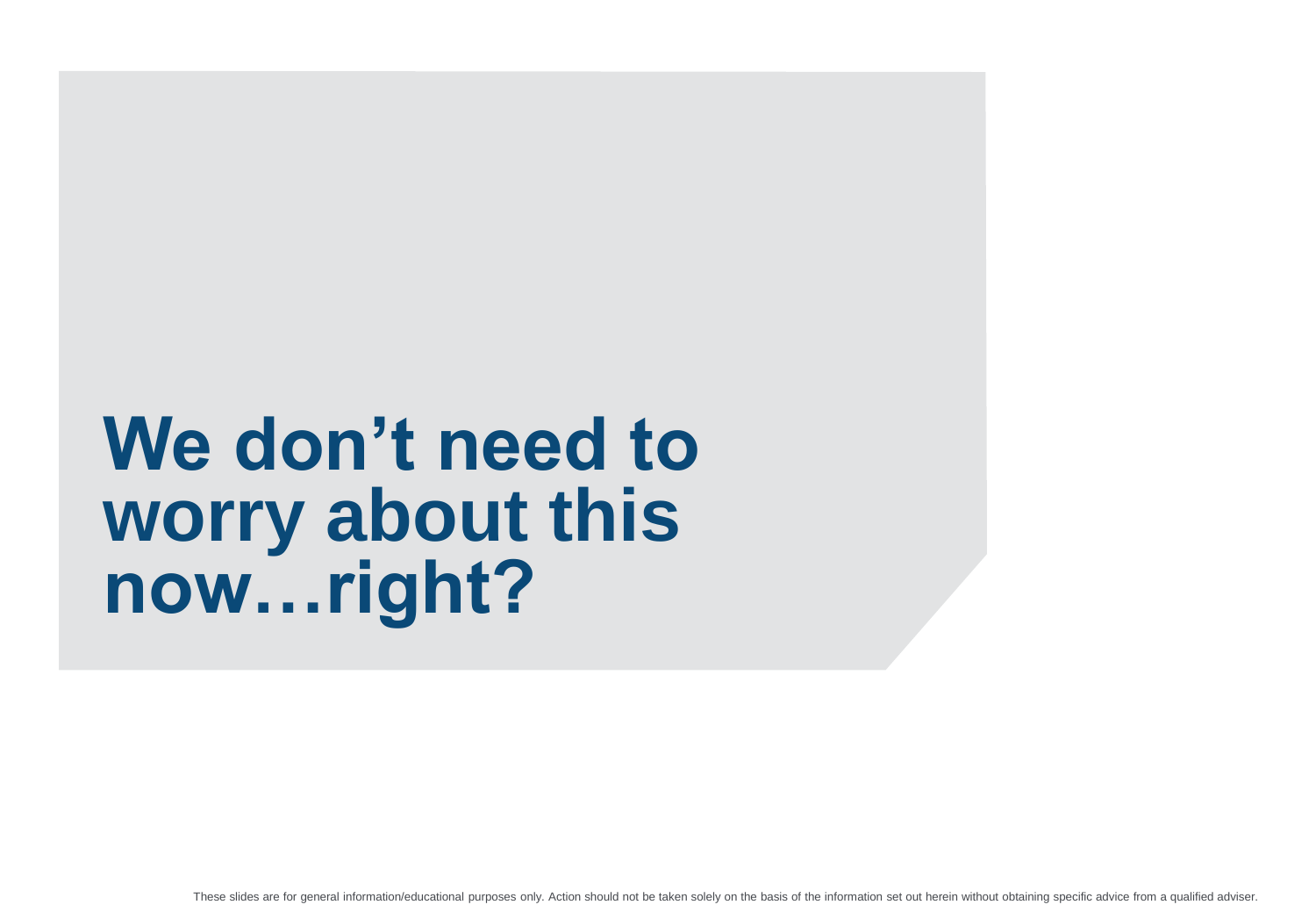# We don’t need to worry about this now…right?

These slides are for general information/educational purposes only. Action should not be taken solely on the basis of the information set out herein without obtaining specific advice from a qualified adviser.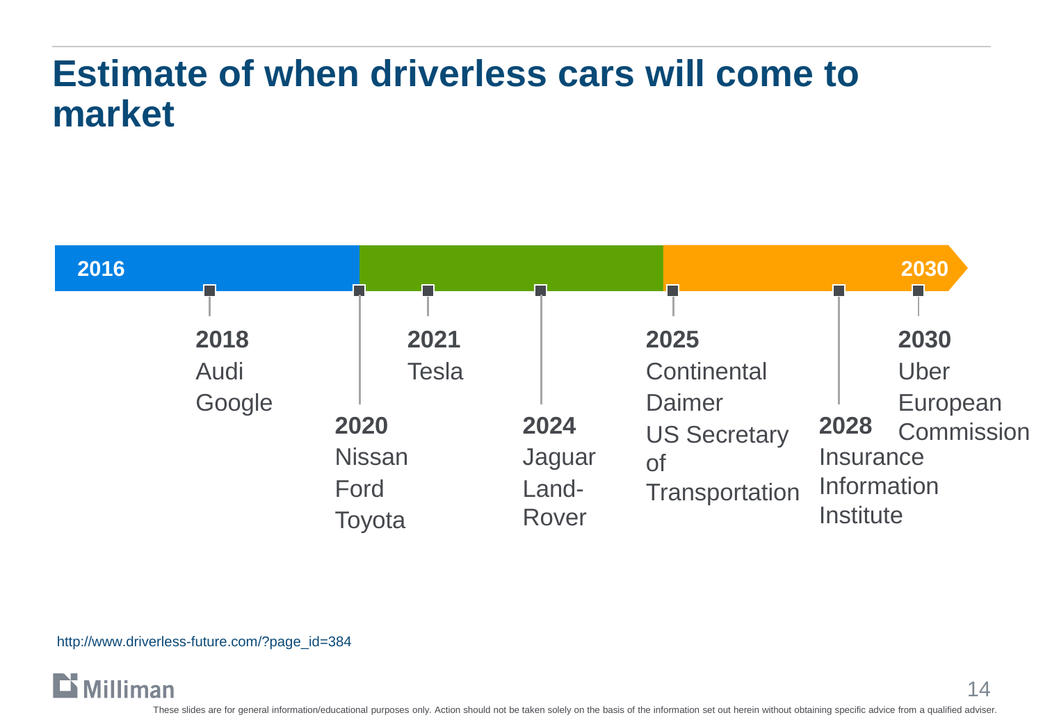# Estimate of when driverless cars will come to market

**2016** — **2030**

- **2018**
  Audi
  Google
- **2020**
  Nissan
  Ford
  Toyota
- **2021**
  Tesla
- **2024**
  Jaguar
  Land-Rover
- **2025**
  Continental
  Daimer
  US Secretary of Transportation
- **2028**
  Insurance Information Institute
- **2030**
  Uber
  European Commission

http://www.driverless-future.com/?page_id=384

These slides are for general information/educational purposes only. Action should not be taken solely on the basis of the information set out herein without obtaining specific advice from a qualified adviser.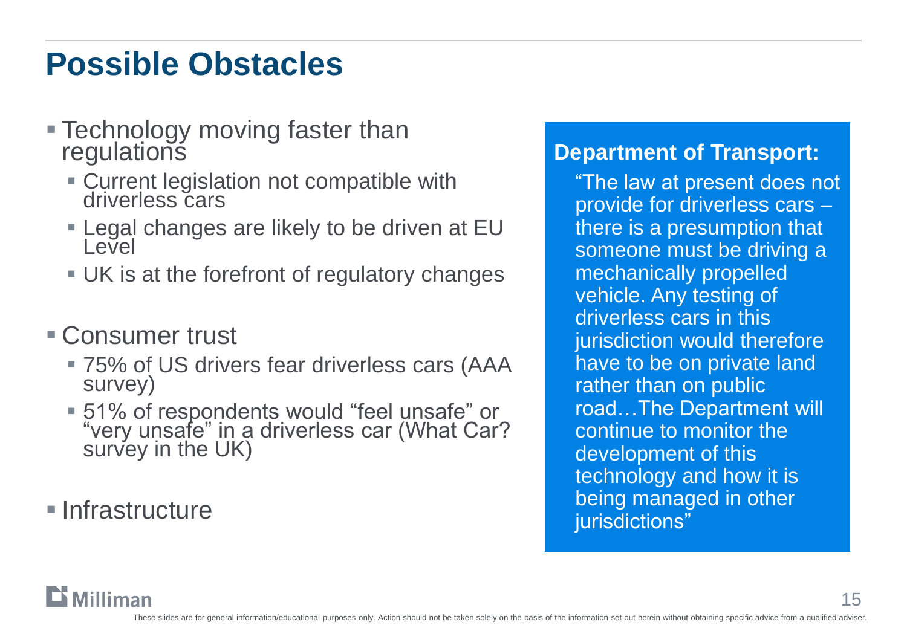# Possible Obstacles

- Technology moving faster than regulations
  - Current legislation not compatible with driverless cars
  - Legal changes are likely to be driven at EU Level
  - UK is at the forefront of regulatory changes
- Consumer trust
  - 75% of US drivers fear driverless cars (AAA survey)
  - 51% of respondents would "feel unsafe" or "very unsafe" in a driverless car (What Car? survey in the UK)
- Infrastructure

**Department of Transport:**

"The law at present does not provide for driverless cars – there is a presumption that someone must be driving a mechanically propelled vehicle. Any testing of driverless cars in this jurisdiction would therefore have to be on private land rather than on public road…The Department will continue to monitor the development of this technology and how it is being managed in other jurisdictions"

These slides are for general information/educational purposes only. Action should not be taken solely on the basis of the information set out herein without obtaining specific advice from a qualified adviser.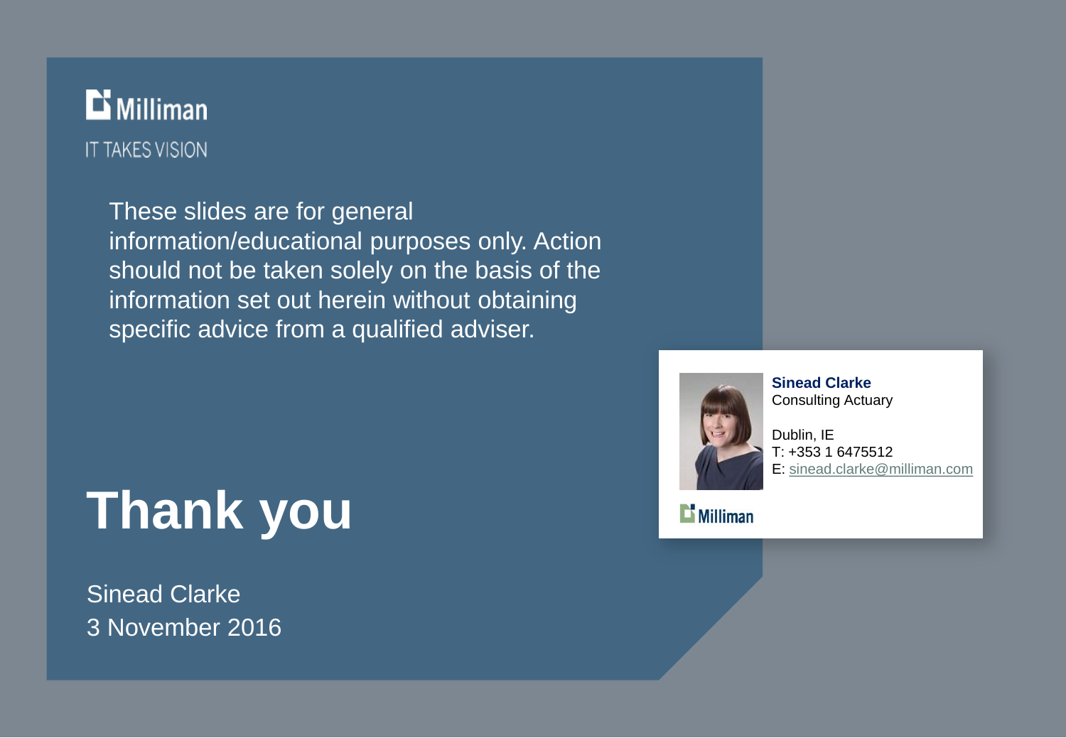Milliman

IT TAKES VISION

These slides are for general information/educational purposes only. Action should not be taken solely on the basis of the information set out herein without obtaining specific advice from a qualified adviser.

# Thank you

Sinead Clarke
3 November 2016

**Sinead Clarke**
Consulting Actuary

Dublin, IE
T: +353 1 6475512
E: sinead.clarke@milliman.com

Milliman